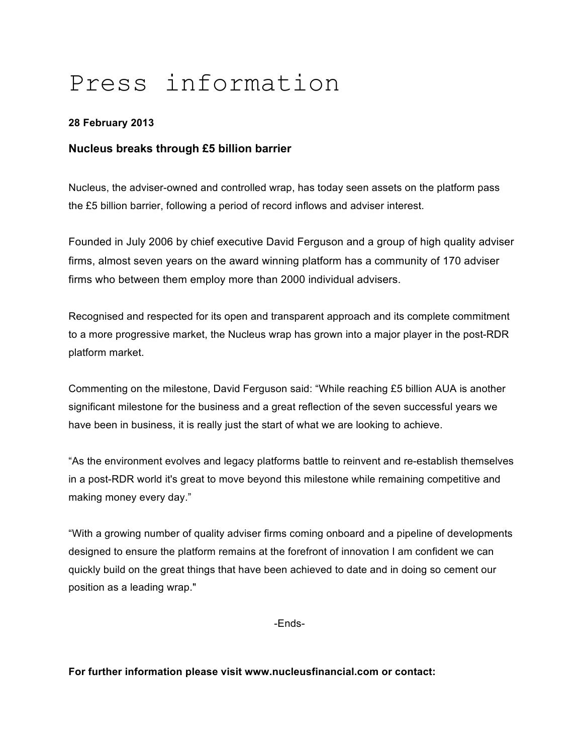# Press information

**28 February 2013**

## Nucleus breaks through £5 billion barrier

Nucleus, the adviser-owned and controlled wrap, has today seen assets on the platform pass the £5 billion barrier, following a period of record inflows and adviser interest.

Founded in July 2006 by chief executive David Ferguson and a group of high quality adviser firms, almost seven years on the award winning platform has a community of 170 adviser firms who between them employ more than 2000 individual advisers.

Recognised and respected for its open and transparent approach and its complete commitment to a more progressive market, the Nucleus wrap has grown into a major player in the post-RDR platform market.

Commenting on the milestone, David Ferguson said: "While reaching £5 billion AUA is another significant milestone for the business and a great reflection of the seven successful years we have been in business, it is really just the start of what we are looking to achieve.

"As the environment evolves and legacy platforms battle to reinvent and re-establish themselves in a post-RDR world it's great to move beyond this milestone while remaining competitive and making money every day."

"With a growing number of quality adviser firms coming onboard and a pipeline of developments designed to ensure the platform remains at the forefront of innovation I am confident we can quickly build on the great things that have been achieved to date and in doing so cement our position as a leading wrap."

-Ends-

**For further information please visit www.nucleusfinancial.com or contact:**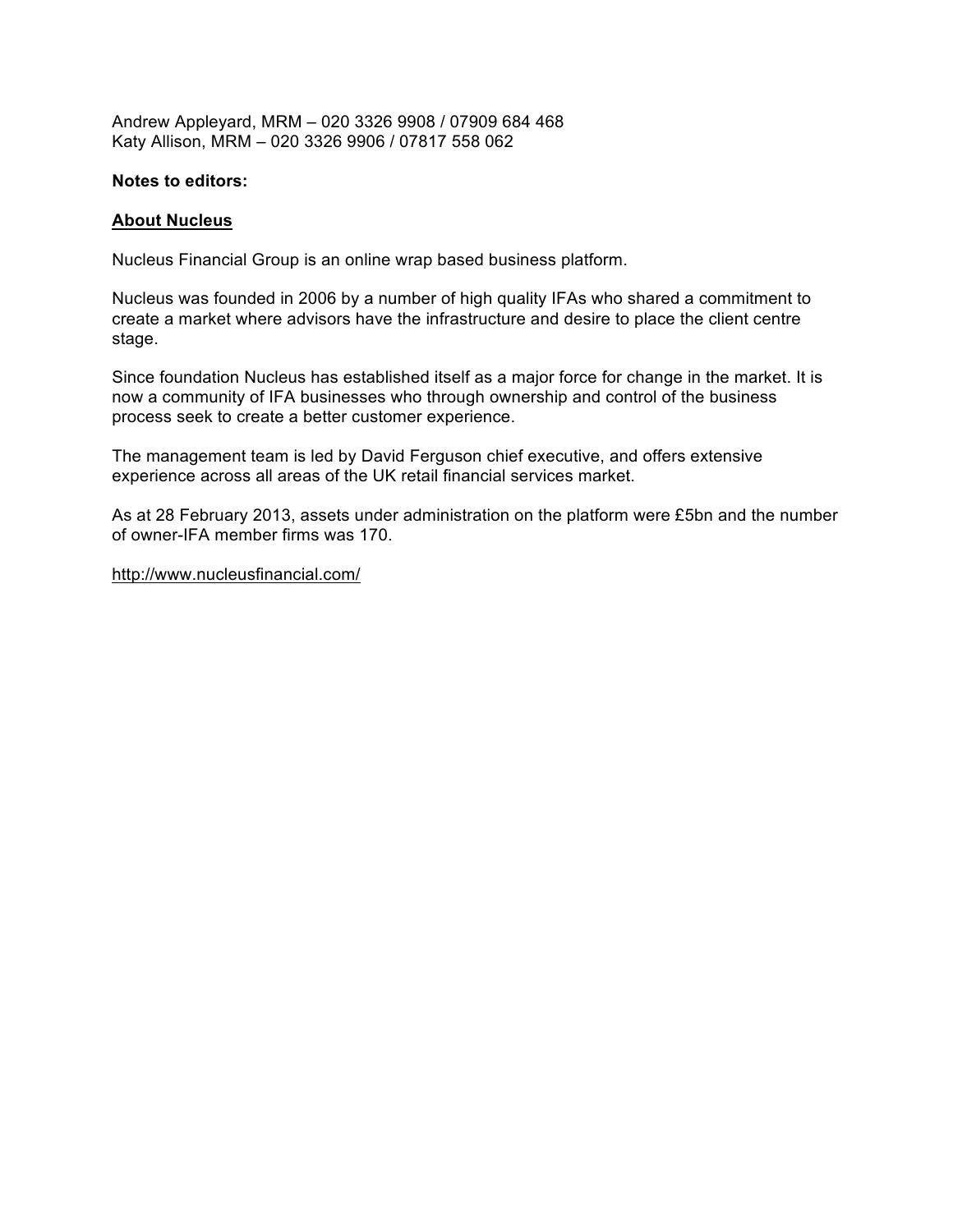Andrew Appleyard, MRM – 020 3326 9908 / 07909 684 468
Katy Allison, MRM – 020 3326 9906 / 07817 558 062

**Notes to editors:**

**About Nucleus**

Nucleus Financial Group is an online wrap based business platform.

Nucleus was founded in 2006 by a number of high quality IFAs who shared a commitment to create a market where advisors have the infrastructure and desire to place the client centre stage.

Since foundation Nucleus has established itself as a major force for change in the market. It is now a community of IFA businesses who through ownership and control of the business process seek to create a better customer experience.

The management team is led by David Ferguson chief executive, and offers extensive experience across all areas of the UK retail financial services market.

As at 28 February 2013, assets under administration on the platform were £5bn and the number of owner-IFA member firms was 170.

http://www.nucleusfinancial.com/